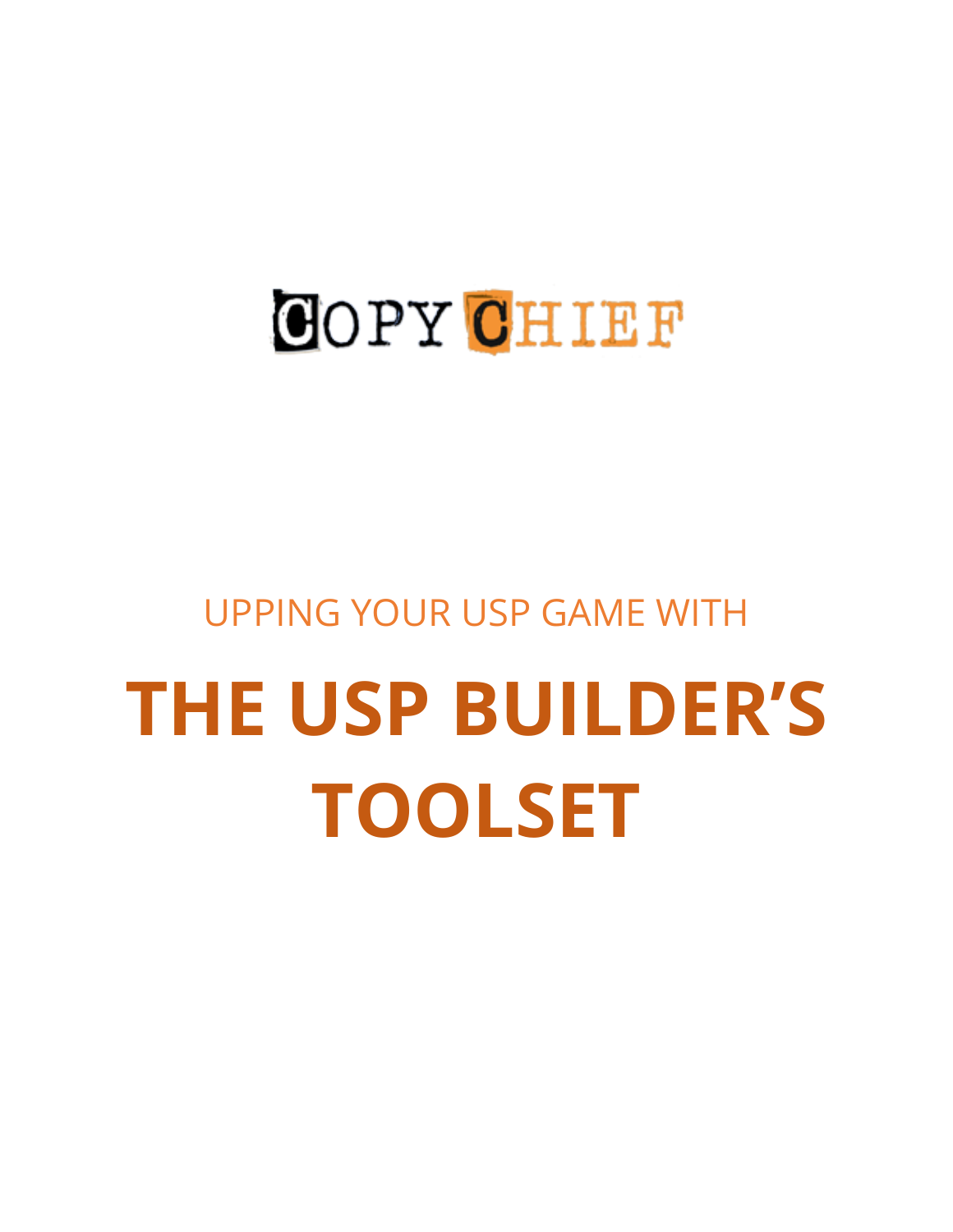COPY CHIEF

UPPING YOUR USP GAME WITH

# THE USP BUILDER'S TOOLSET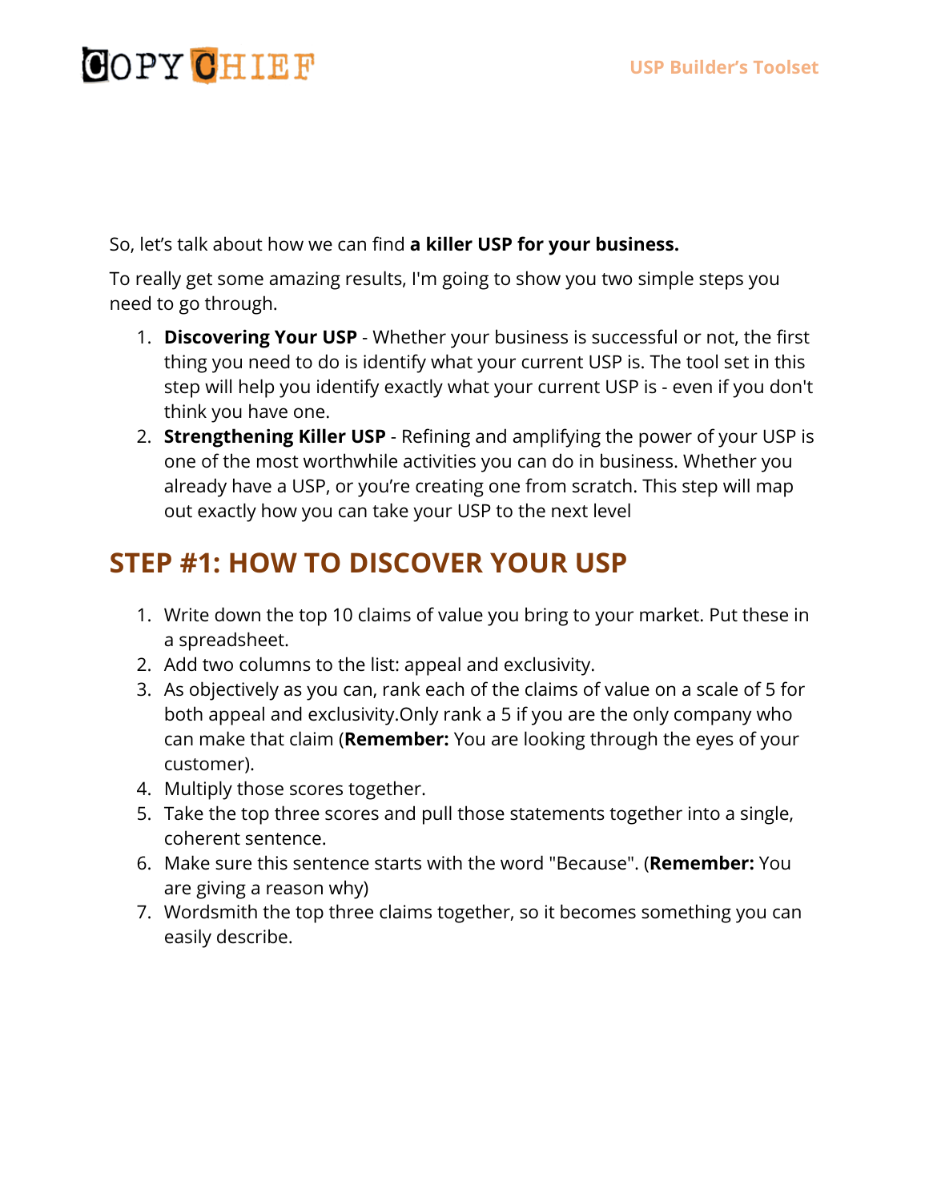So, let's talk about how we can find **a killer USP for your business.**

To really get some amazing results, I'm going to show you two simple steps you need to go through.

1. **Discovering Your USP** - Whether your business is successful or not, the first thing you need to do is identify what your current USP is. The tool set in this step will help you identify exactly what your current USP is - even if you don't think you have one.
2. **Strengthening Killer USP** - Refining and amplifying the power of your USP is one of the most worthwhile activities you can do in business. Whether you already have a USP, or you're creating one from scratch. This step will map out exactly how you can take your USP to the next level

## STEP #1: HOW TO DISCOVER YOUR USP

1. Write down the top 10 claims of value you bring to your market. Put these in a spreadsheet.
2. Add two columns to the list: appeal and exclusivity.
3. As objectively as you can, rank each of the claims of value on a scale of 5 for both appeal and exclusivity.Only rank a 5 if you are the only company who can make that claim (**Remember:** You are looking through the eyes of your customer).
4. Multiply those scores together.
5. Take the top three scores and pull those statements together into a single, coherent sentence.
6. Make sure this sentence starts with the word "Because". (**Remember:** You are giving a reason why)
7. Wordsmith the top three claims together, so it becomes something you can easily describe.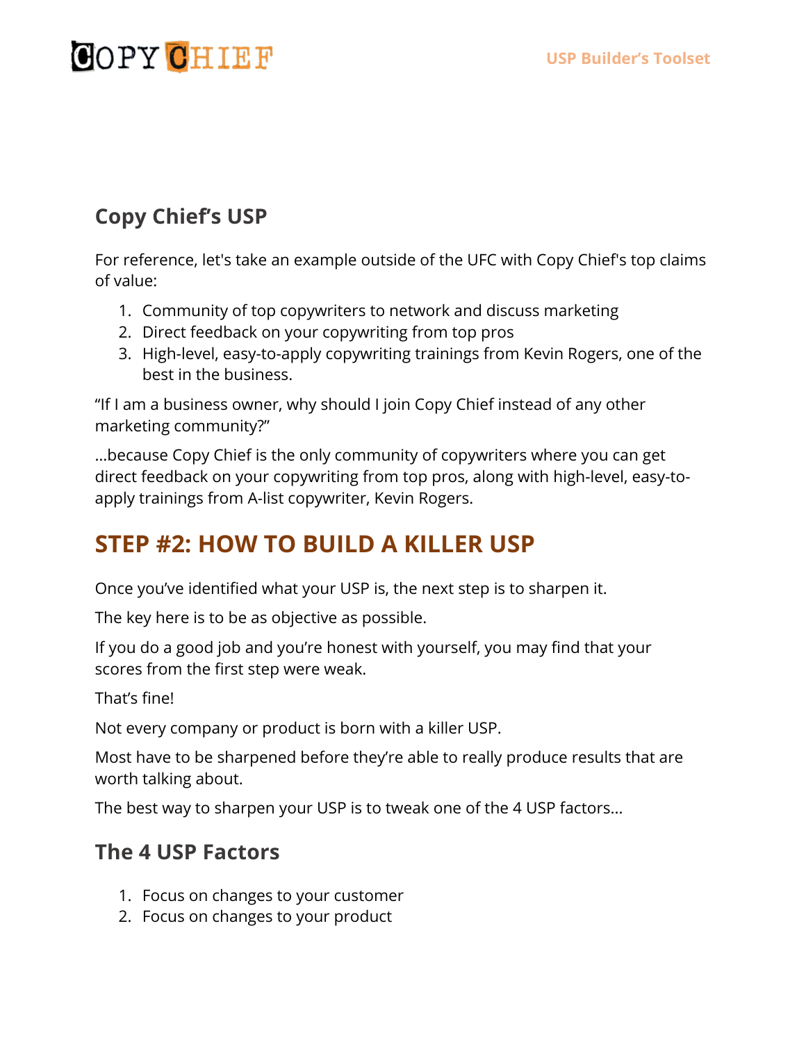## Copy Chief's USP

For reference, let's take an example outside of the UFC with Copy Chief's top claims of value:

1. Community of top copywriters to network and discuss marketing
2. Direct feedback on your copywriting from top pros
3. High-level, easy-to-apply copywriting trainings from Kevin Rogers, one of the best in the business.

"If I am a business owner, why should I join Copy Chief instead of any other marketing community?"

...because Copy Chief is the only community of copywriters where you can get direct feedback on your copywriting from top pros, along with high-level, easy-to-apply trainings from A-list copywriter, Kevin Rogers.

# STEP #2: HOW TO BUILD A KILLER USP

Once you've identified what your USP is, the next step is to sharpen it.

The key here is to be as objective as possible.

If you do a good job and you're honest with yourself, you may find that your scores from the first step were weak.

That's fine!

Not every company or product is born with a killer USP.

Most have to be sharpened before they're able to really produce results that are worth talking about.

The best way to sharpen your USP is to tweak one of the 4 USP factors...

## The 4 USP Factors

1. Focus on changes to your customer
2. Focus on changes to your product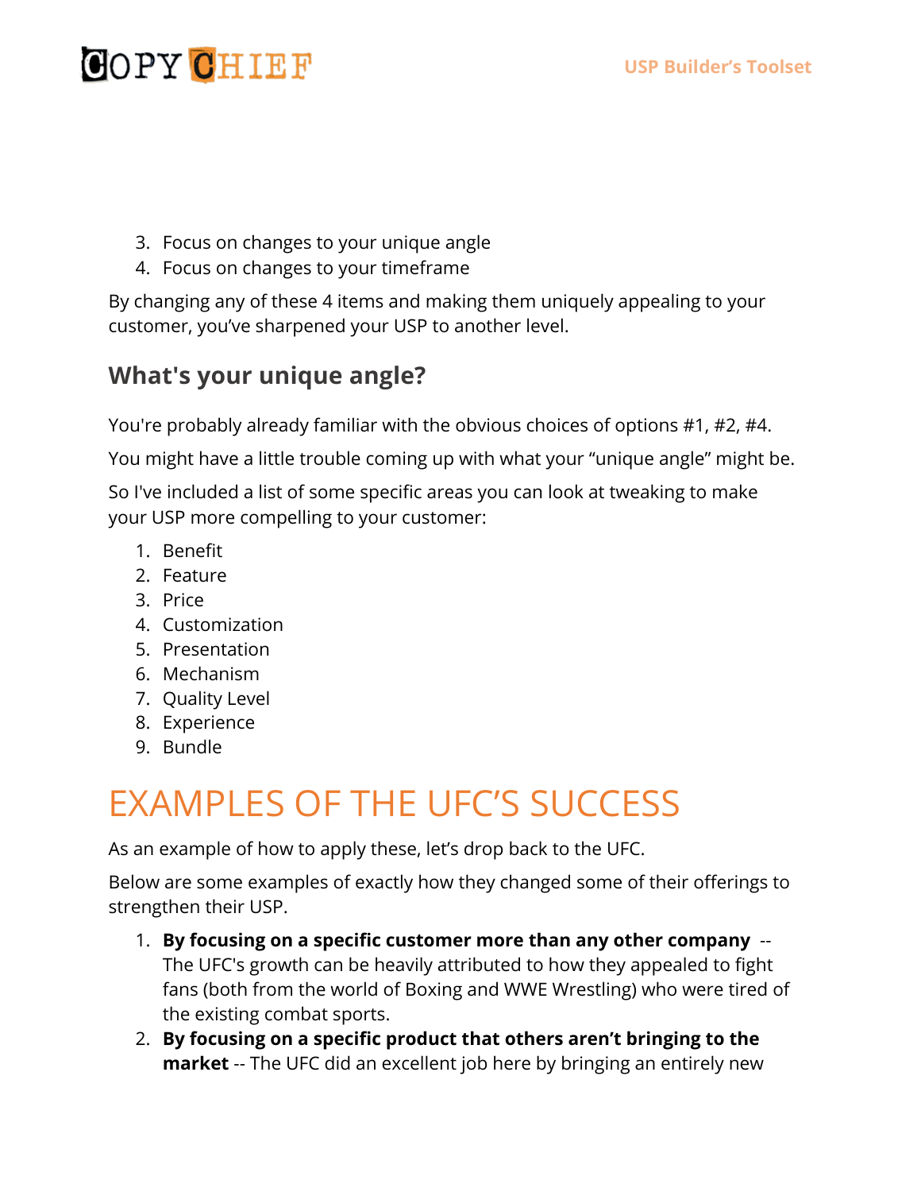3. Focus on changes to your unique angle
4. Focus on changes to your timeframe

By changing any of these 4 items and making them uniquely appealing to your customer, you've sharpened your USP to another level.

### What's your unique angle?

You're probably already familiar with the obvious choices of options #1, #2, #4.

You might have a little trouble coming up with what your "unique angle" might be.

So I've included a list of some specific areas you can look at tweaking to make your USP more compelling to your customer:

1. Benefit
2. Feature
3. Price
4. Customization
5. Presentation
6. Mechanism
7. Quality Level
8. Experience
9. Bundle

# EXAMPLES OF THE UFC'S SUCCESS

As an example of how to apply these, let's drop back to the UFC.

Below are some examples of exactly how they changed some of their offerings to strengthen their USP.

1. **By focusing on a specific customer more than any other company** -- The UFC's growth can be heavily attributed to how they appealed to fight fans (both from the world of Boxing and WWE Wrestling) who were tired of the existing combat sports.
2. **By focusing on a specific product that others aren't bringing to the market** -- The UFC did an excellent job here by bringing an entirely new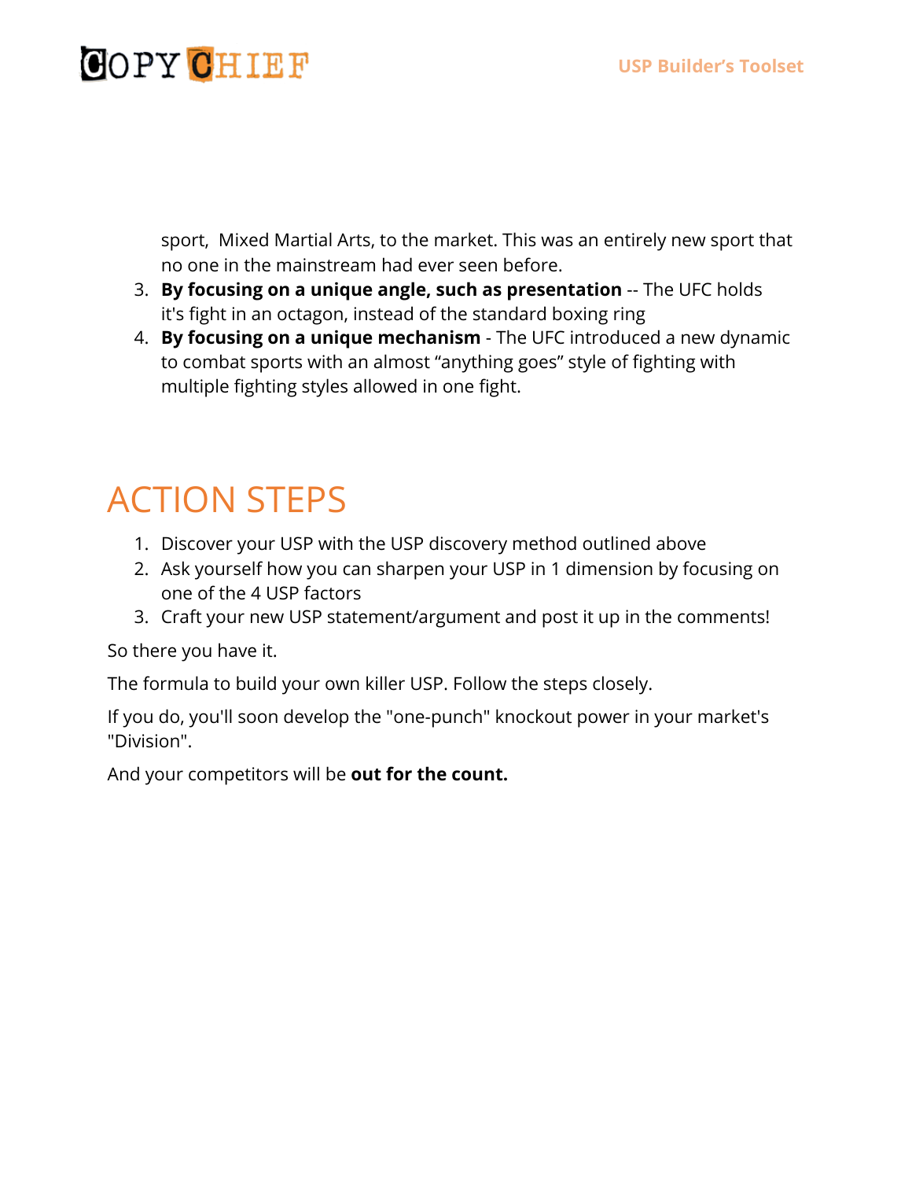sport, Mixed Martial Arts, to the market. This was an entirely new sport that no one in the mainstream had ever seen before.

3. **By focusing on a unique angle, such as presentation** -- The UFC holds it's fight in an octagon, instead of the standard boxing ring
4. **By focusing on a unique mechanism** - The UFC introduced a new dynamic to combat sports with an almost “anything goes” style of fighting with multiple fighting styles allowed in one fight.

# ACTION STEPS

1. Discover your USP with the USP discovery method outlined above
2. Ask yourself how you can sharpen your USP in 1 dimension by focusing on one of the 4 USP factors
3. Craft your new USP statement/argument and post it up in the comments!

So there you have it.

The formula to build your own killer USP. Follow the steps closely.

If you do, you'll soon develop the "one-punch" knockout power in your market's "Division".

And your competitors will be **out for the count.**